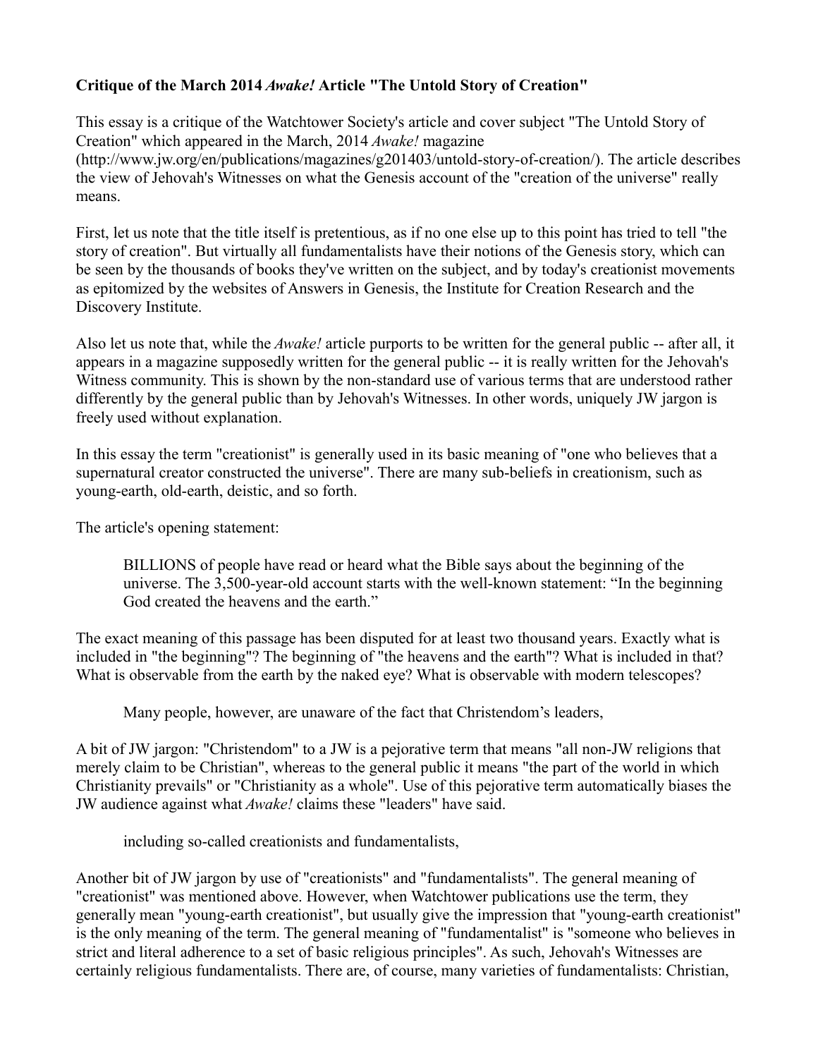**Critique of the March 2014 *Awake!* Article "The Untold Story of Creation"**

This essay is a critique of the Watchtower Society's article and cover subject "The Untold Story of Creation" which appeared in the March, 2014 *Awake!* magazine (http://www.jw.org/en/publications/magazines/g201403/untold-story-of-creation/). The article describes the view of Jehovah's Witnesses on what the Genesis account of the "creation of the universe" really means.

First, let us note that the title itself is pretentious, as if no one else up to this point has tried to tell "the story of creation". But virtually all fundamentalists have their notions of the Genesis story, which can be seen by the thousands of books they've written on the subject, and by today's creationist movements as epitomized by the websites of Answers in Genesis, the Institute for Creation Research and the Discovery Institute.

Also let us note that, while the *Awake!* article purports to be written for the general public -- after all, it appears in a magazine supposedly written for the general public -- it is really written for the Jehovah's Witness community. This is shown by the non-standard use of various terms that are understood rather differently by the general public than by Jehovah's Witnesses. In other words, uniquely JW jargon is freely used without explanation.

In this essay the term "creationist" is generally used in its basic meaning of "one who believes that a supernatural creator constructed the universe". There are many sub-beliefs in creationism, such as young-earth, old-earth, deistic, and so forth.

The article's opening statement:

> BILLIONS of people have read or heard what the Bible says about the beginning of the universe. The 3,500-year-old account starts with the well-known statement: “In the beginning God created the heavens and the earth.”

The exact meaning of this passage has been disputed for at least two thousand years. Exactly what is included in "the beginning"? The beginning of "the heavens and the earth"? What is included in that? What is observable from the earth by the naked eye? What is observable with modern telescopes?

> Many people, however, are unaware of the fact that Christendom’s leaders,

A bit of JW jargon: "Christendom" to a JW is a pejorative term that means "all non-JW religions that merely claim to be Christian", whereas to the general public it means "the part of the world in which Christianity prevails" or "Christianity as a whole". Use of this pejorative term automatically biases the JW audience against what *Awake!* claims these "leaders" have said.

> including so-called creationists and fundamentalists,

Another bit of JW jargon by use of "creationists" and "fundamentalists". The general meaning of "creationist" was mentioned above. However, when Watchtower publications use the term, they generally mean "young-earth creationist", but usually give the impression that "young-earth creationist" is the only meaning of the term. The general meaning of "fundamentalist" is "someone who believes in strict and literal adherence to a set of basic religious principles". As such, Jehovah's Witnesses are certainly religious fundamentalists. There are, of course, many varieties of fundamentalists: Christian,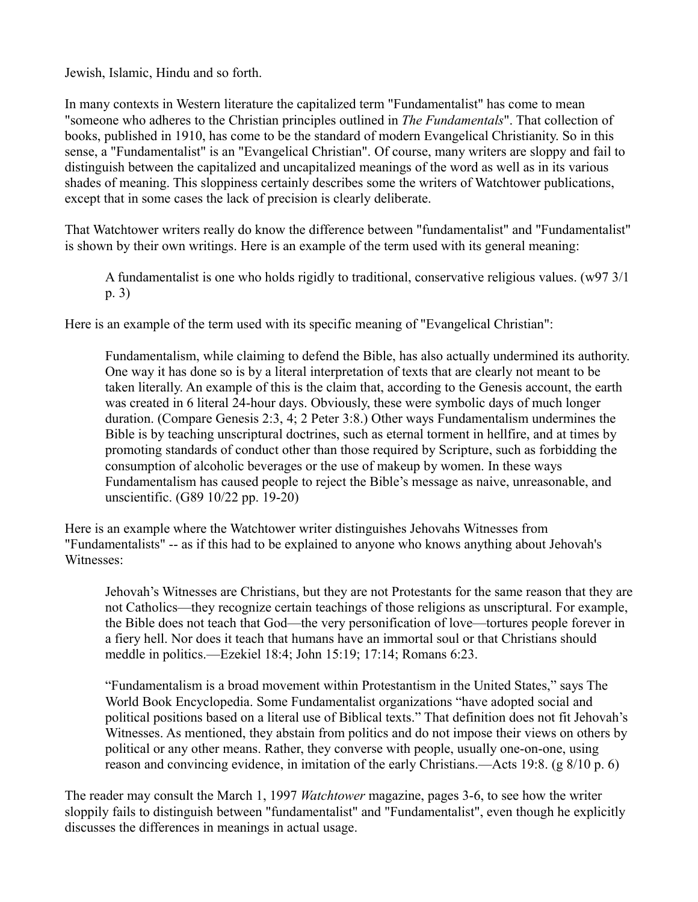Jewish, Islamic, Hindu and so forth.

In many contexts in Western literature the capitalized term "Fundamentalist" has come to mean "someone who adheres to the Christian principles outlined in *The Fundamentals*". That collection of books, published in 1910, has come to be the standard of modern Evangelical Christianity. So in this sense, a "Fundamentalist" is an "Evangelical Christian". Of course, many writers are sloppy and fail to distinguish between the capitalized and uncapitalized meanings of the word as well as in its various shades of meaning. This sloppiness certainly describes some the writers of Watchtower publications, except that in some cases the lack of precision is clearly deliberate.

That Watchtower writers really do know the difference between "fundamentalist" and "Fundamentalist" is shown by their own writings. Here is an example of the term used with its general meaning:

> A fundamentalist is one who holds rigidly to traditional, conservative religious values. (w97 3/1 p. 3)

Here is an example of the term used with its specific meaning of "Evangelical Christian":

> Fundamentalism, while claiming to defend the Bible, has also actually undermined its authority. One way it has done so is by a literal interpretation of texts that are clearly not meant to be taken literally. An example of this is the claim that, according to the Genesis account, the earth was created in 6 literal 24-hour days. Obviously, these were symbolic days of much longer duration. (Compare Genesis 2:3, 4; 2 Peter 3:8.) Other ways Fundamentalism undermines the Bible is by teaching unscriptural doctrines, such as eternal torment in hellfire, and at times by promoting standards of conduct other than those required by Scripture, such as forbidding the consumption of alcoholic beverages or the use of makeup by women. In these ways Fundamentalism has caused people to reject the Bible's message as naive, unreasonable, and unscientific. (G89 10/22 pp. 19-20)

Here is an example where the Watchtower writer distinguishes Jehovahs Witnesses from "Fundamentalists" -- as if this had to be explained to anyone who knows anything about Jehovah's Witnesses:

> Jehovah's Witnesses are Christians, but they are not Protestants for the same reason that they are not Catholics—they recognize certain teachings of those religions as unscriptural. For example, the Bible does not teach that God—the very personification of love—tortures people forever in a fiery hell. Nor does it teach that humans have an immortal soul or that Christians should meddle in politics.—Ezekiel 18:4; John 15:19; 17:14; Romans 6:23.
>
> "Fundamentalism is a broad movement within Protestantism in the United States," says The World Book Encyclopedia. Some Fundamentalist organizations "have adopted social and political positions based on a literal use of Biblical texts." That definition does not fit Jehovah's Witnesses. As mentioned, they abstain from politics and do not impose their views on others by political or any other means. Rather, they converse with people, usually one-on-one, using reason and convincing evidence, in imitation of the early Christians.—Acts 19:8. (g 8/10 p. 6)

The reader may consult the March 1, 1997 *Watchtower* magazine, pages 3-6, to see how the writer sloppily fails to distinguish between "fundamentalist" and "Fundamentalist", even though he explicitly discusses the differences in meanings in actual usage.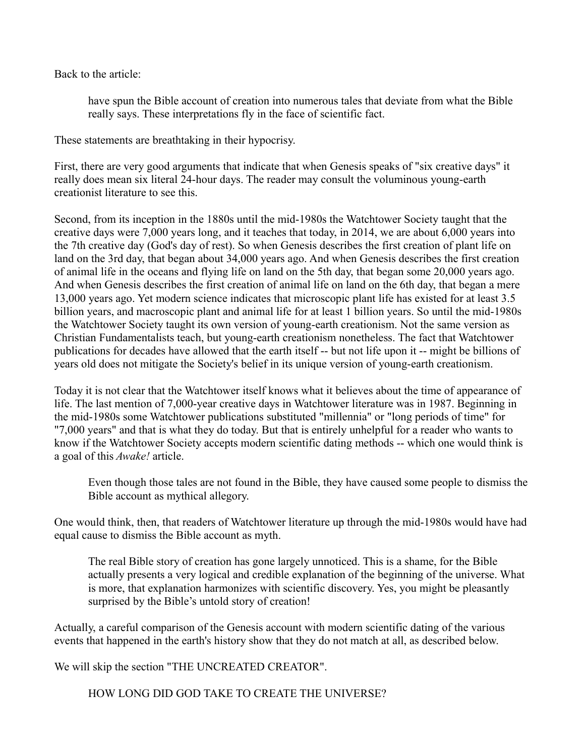Back to the article:

> have spun the Bible account of creation into numerous tales that deviate from what the Bible really says. These interpretations fly in the face of scientific fact.

These statements are breathtaking in their hypocrisy.

First, there are very good arguments that indicate that when Genesis speaks of "six creative days" it really does mean six literal 24-hour days. The reader may consult the voluminous young-earth creationist literature to see this.

Second, from its inception in the 1880s until the mid-1980s the Watchtower Society taught that the creative days were 7,000 years long, and it teaches that today, in 2014, we are about 6,000 years into the 7th creative day (God's day of rest). So when Genesis describes the first creation of plant life on land on the 3rd day, that began about 34,000 years ago. And when Genesis describes the first creation of animal life in the oceans and flying life on land on the 5th day, that began some 20,000 years ago. And when Genesis describes the first creation of animal life on land on the 6th day, that began a mere 13,000 years ago. Yet modern science indicates that microscopic plant life has existed for at least 3.5 billion years, and macroscopic plant and animal life for at least 1 billion years. So until the mid-1980s the Watchtower Society taught its own version of young-earth creationism. Not the same version as Christian Fundamentalists teach, but young-earth creationism nonetheless. The fact that Watchtower publications for decades have allowed that the earth itself -- but not life upon it -- might be billions of years old does not mitigate the Society's belief in its unique version of young-earth creationism.

Today it is not clear that the Watchtower itself knows what it believes about the time of appearance of life. The last mention of 7,000-year creative days in Watchtower literature was in 1987. Beginning in the mid-1980s some Watchtower publications substituted "millennia" or "long periods of time" for "7,000 years" and that is what they do today. But that is entirely unhelpful for a reader who wants to know if the Watchtower Society accepts modern scientific dating methods -- which one would think is a goal of this *Awake!* article.

> Even though those tales are not found in the Bible, they have caused some people to dismiss the Bible account as mythical allegory.

One would think, then, that readers of Watchtower literature up through the mid-1980s would have had equal cause to dismiss the Bible account as myth.

> The real Bible story of creation has gone largely unnoticed. This is a shame, for the Bible actually presents a very logical and credible explanation of the beginning of the universe. What is more, that explanation harmonizes with scientific discovery. Yes, you might be pleasantly surprised by the Bible's untold story of creation!

Actually, a careful comparison of the Genesis account with modern scientific dating of the various events that happened in the earth's history show that they do not match at all, as described below.

We will skip the section "THE UNCREATED CREATOR".

> HOW LONG DID GOD TAKE TO CREATE THE UNIVERSE?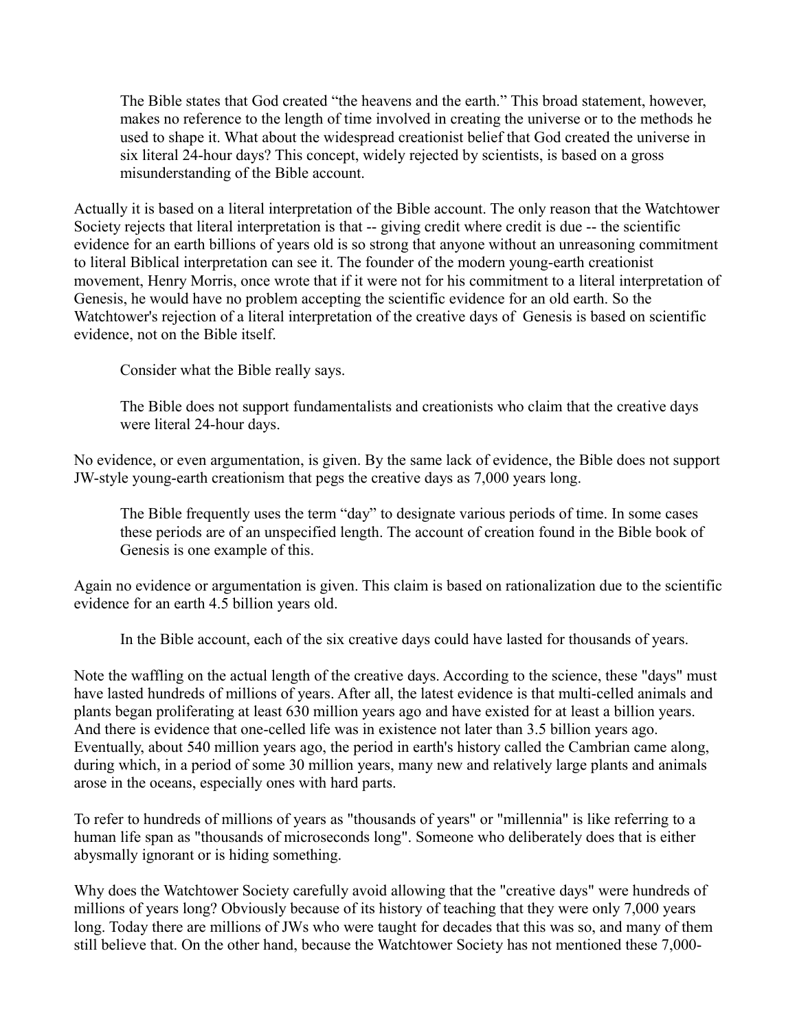> The Bible states that God created “the heavens and the earth.” This broad statement, however, makes no reference to the length of time involved in creating the universe or to the methods he used to shape it. What about the widespread creationist belief that God created the universe in six literal 24-hour days? This concept, widely rejected by scientists, is based on a gross misunderstanding of the Bible account.

Actually it is based on a literal interpretation of the Bible account. The only reason that the Watchtower Society rejects that literal interpretation is that -- giving credit where credit is due -- the scientific evidence for an earth billions of years old is so strong that anyone without an unreasoning commitment to literal Biblical interpretation can see it. The founder of the modern young-earth creationist movement, Henry Morris, once wrote that if it were not for his commitment to a literal interpretation of Genesis, he would have no problem accepting the scientific evidence for an old earth. So the Watchtower's rejection of a literal interpretation of the creative days of Genesis is based on scientific evidence, not on the Bible itself.

> Consider what the Bible really says.
>
> The Bible does not support fundamentalists and creationists who claim that the creative days were literal 24-hour days.

No evidence, or even argumentation, is given. By the same lack of evidence, the Bible does not support JW-style young-earth creationism that pegs the creative days as 7,000 years long.

> The Bible frequently uses the term “day” to designate various periods of time. In some cases these periods are of an unspecified length. The account of creation found in the Bible book of Genesis is one example of this.

Again no evidence or argumentation is given. This claim is based on rationalization due to the scientific evidence for an earth 4.5 billion years old.

> In the Bible account, each of the six creative days could have lasted for thousands of years.

Note the waffling on the actual length of the creative days. According to the science, these "days" must have lasted hundreds of millions of years. After all, the latest evidence is that multi-celled animals and plants began proliferating at least 630 million years ago and have existed for at least a billion years. And there is evidence that one-celled life was in existence not later than 3.5 billion years ago. Eventually, about 540 million years ago, the period in earth's history called the Cambrian came along, during which, in a period of some 30 million years, many new and relatively large plants and animals arose in the oceans, especially ones with hard parts.

To refer to hundreds of millions of years as "thousands of years" or "millennia" is like referring to a human life span as "thousands of microseconds long". Someone who deliberately does that is either abysmally ignorant or is hiding something.

Why does the Watchtower Society carefully avoid allowing that the "creative days" were hundreds of millions of years long? Obviously because of its history of teaching that they were only 7,000 years long. Today there are millions of JWs who were taught for decades that this was so, and many of them still believe that. On the other hand, because the Watchtower Society has not mentioned these 7,000-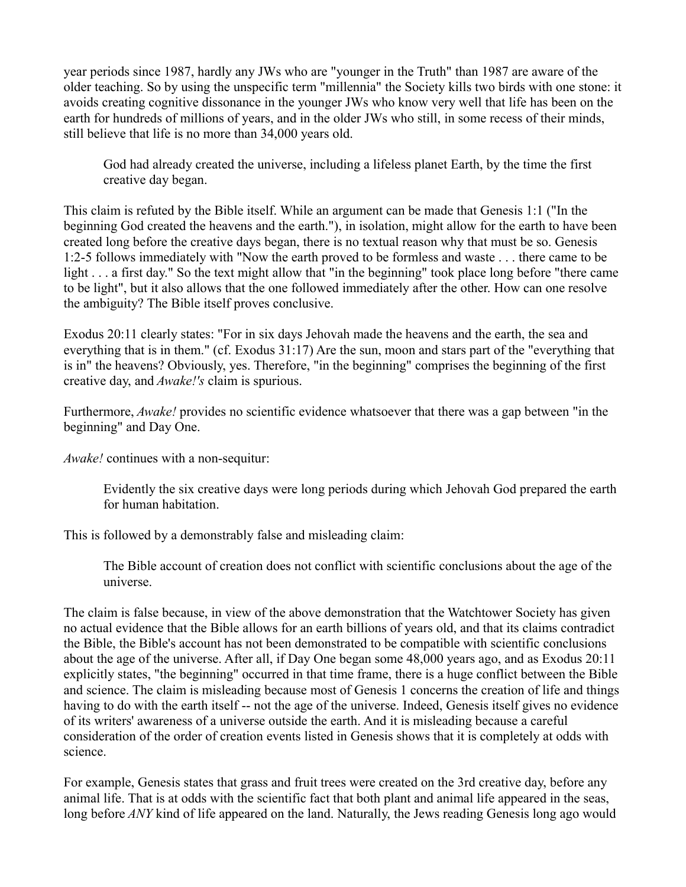year periods since 1987, hardly any JWs who are "younger in the Truth" than 1987 are aware of the older teaching. So by using the unspecific term "millennia" the Society kills two birds with one stone: it avoids creating cognitive dissonance in the younger JWs who know very well that life has been on the earth for hundreds of millions of years, and in the older JWs who still, in some recess of their minds, still believe that life is no more than 34,000 years old.

> God had already created the universe, including a lifeless planet Earth, by the time the first creative day began.

This claim is refuted by the Bible itself. While an argument can be made that Genesis 1:1 ("In the beginning God created the heavens and the earth."), in isolation, might allow for the earth to have been created long before the creative days began, there is no textual reason why that must be so. Genesis 1:2-5 follows immediately with "Now the earth proved to be formless and waste . . . there came to be light . . . a first day." So the text might allow that "in the beginning" took place long before "there came to be light", but it also allows that the one followed immediately after the other. How can one resolve the ambiguity? The Bible itself proves conclusive.

Exodus 20:11 clearly states: "For in six days Jehovah made the heavens and the earth, the sea and everything that is in them." (cf. Exodus 31:17) Are the sun, moon and stars part of the "everything that is in" the heavens? Obviously, yes. Therefore, "in the beginning" comprises the beginning of the first creative day, and *Awake!'s* claim is spurious.

Furthermore, *Awake!* provides no scientific evidence whatsoever that there was a gap between "in the beginning" and Day One.

*Awake!* continues with a non-sequitur:

> Evidently the six creative days were long periods during which Jehovah God prepared the earth for human habitation.

This is followed by a demonstrably false and misleading claim:

> The Bible account of creation does not conflict with scientific conclusions about the age of the universe.

The claim is false because, in view of the above demonstration that the Watchtower Society has given no actual evidence that the Bible allows for an earth billions of years old, and that its claims contradict the Bible, the Bible's account has not been demonstrated to be compatible with scientific conclusions about the age of the universe. After all, if Day One began some 48,000 years ago, and as Exodus 20:11 explicitly states, "the beginning" occurred in that time frame, there is a huge conflict between the Bible and science. The claim is misleading because most of Genesis 1 concerns the creation of life and things having to do with the earth itself -- not the age of the universe. Indeed, Genesis itself gives no evidence of its writers' awareness of a universe outside the earth. And it is misleading because a careful consideration of the order of creation events listed in Genesis shows that it is completely at odds with science.

For example, Genesis states that grass and fruit trees were created on the 3rd creative day, before any animal life. That is at odds with the scientific fact that both plant and animal life appeared in the seas, long before *ANY* kind of life appeared on the land. Naturally, the Jews reading Genesis long ago would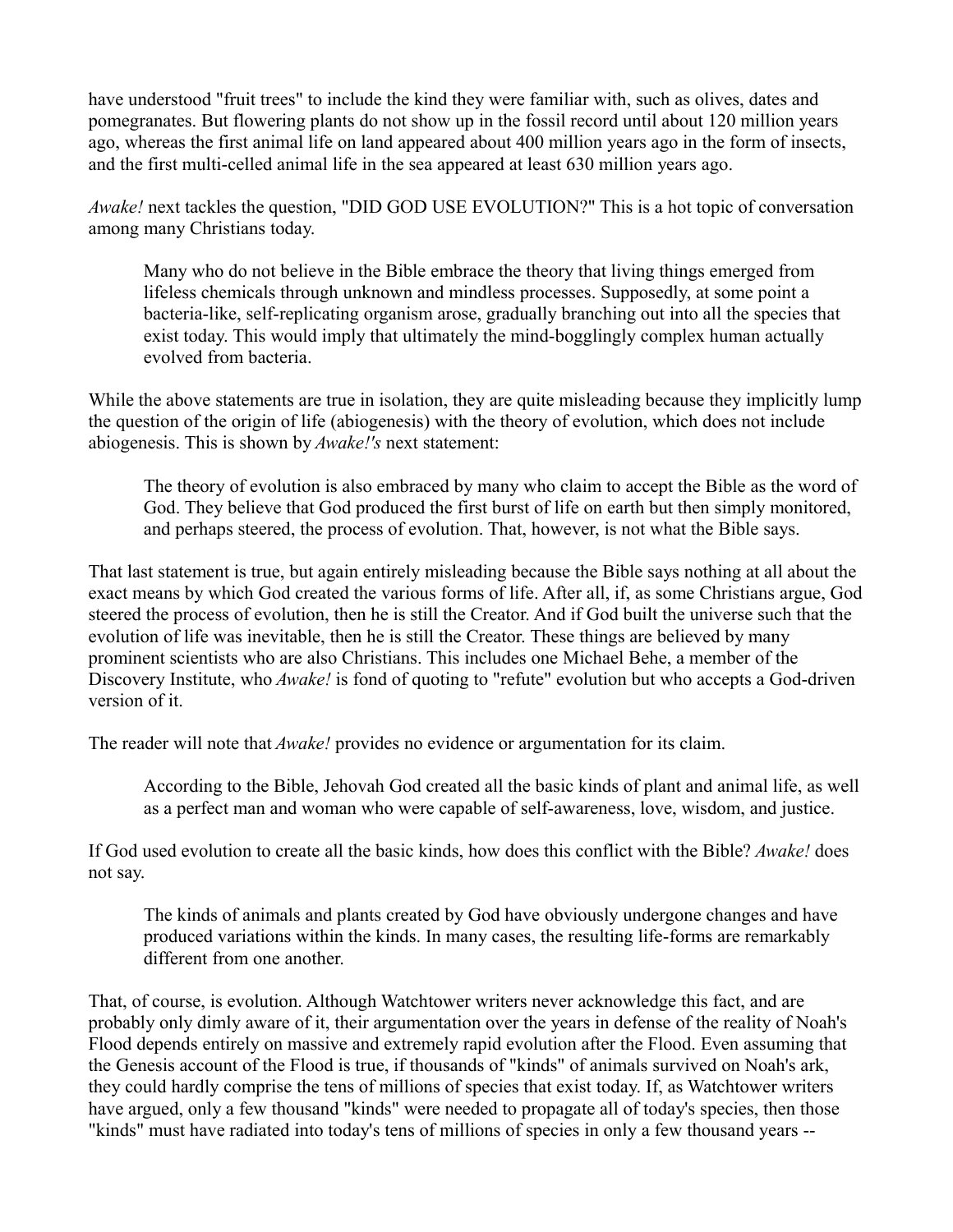have understood "fruit trees" to include the kind they were familiar with, such as olives, dates and pomegranates. But flowering plants do not show up in the fossil record until about 120 million years ago, whereas the first animal life on land appeared about 400 million years ago in the form of insects, and the first multi-celled animal life in the sea appeared at least 630 million years ago.

*Awake!* next tackles the question, "DID GOD USE EVOLUTION?" This is a hot topic of conversation among many Christians today.

> Many who do not believe in the Bible embrace the theory that living things emerged from lifeless chemicals through unknown and mindless processes. Supposedly, at some point a bacteria-like, self-replicating organism arose, gradually branching out into all the species that exist today. This would imply that ultimately the mind-bogglingly complex human actually evolved from bacteria.

While the above statements are true in isolation, they are quite misleading because they implicitly lump the question of the origin of life (abiogenesis) with the theory of evolution, which does not include abiogenesis. This is shown by *Awake!'s* next statement:

> The theory of evolution is also embraced by many who claim to accept the Bible as the word of God. They believe that God produced the first burst of life on earth but then simply monitored, and perhaps steered, the process of evolution. That, however, is not what the Bible says.

That last statement is true, but again entirely misleading because the Bible says nothing at all about the exact means by which God created the various forms of life. After all, if, as some Christians argue, God steered the process of evolution, then he is still the Creator. And if God built the universe such that the evolution of life was inevitable, then he is still the Creator. These things are believed by many prominent scientists who are also Christians. This includes one Michael Behe, a member of the Discovery Institute, who *Awake!* is fond of quoting to "refute" evolution but who accepts a God-driven version of it.

The reader will note that *Awake!* provides no evidence or argumentation for its claim.

> According to the Bible, Jehovah God created all the basic kinds of plant and animal life, as well as a perfect man and woman who were capable of self-awareness, love, wisdom, and justice.

If God used evolution to create all the basic kinds, how does this conflict with the Bible? *Awake!* does not say.

> The kinds of animals and plants created by God have obviously undergone changes and have produced variations within the kinds. In many cases, the resulting life-forms are remarkably different from one another.

That, of course, is evolution. Although Watchtower writers never acknowledge this fact, and are probably only dimly aware of it, their argumentation over the years in defense of the reality of Noah's Flood depends entirely on massive and extremely rapid evolution after the Flood. Even assuming that the Genesis account of the Flood is true, if thousands of "kinds" of animals survived on Noah's ark, they could hardly comprise the tens of millions of species that exist today. If, as Watchtower writers have argued, only a few thousand "kinds" were needed to propagate all of today's species, then those "kinds" must have radiated into today's tens of millions of species in only a few thousand years --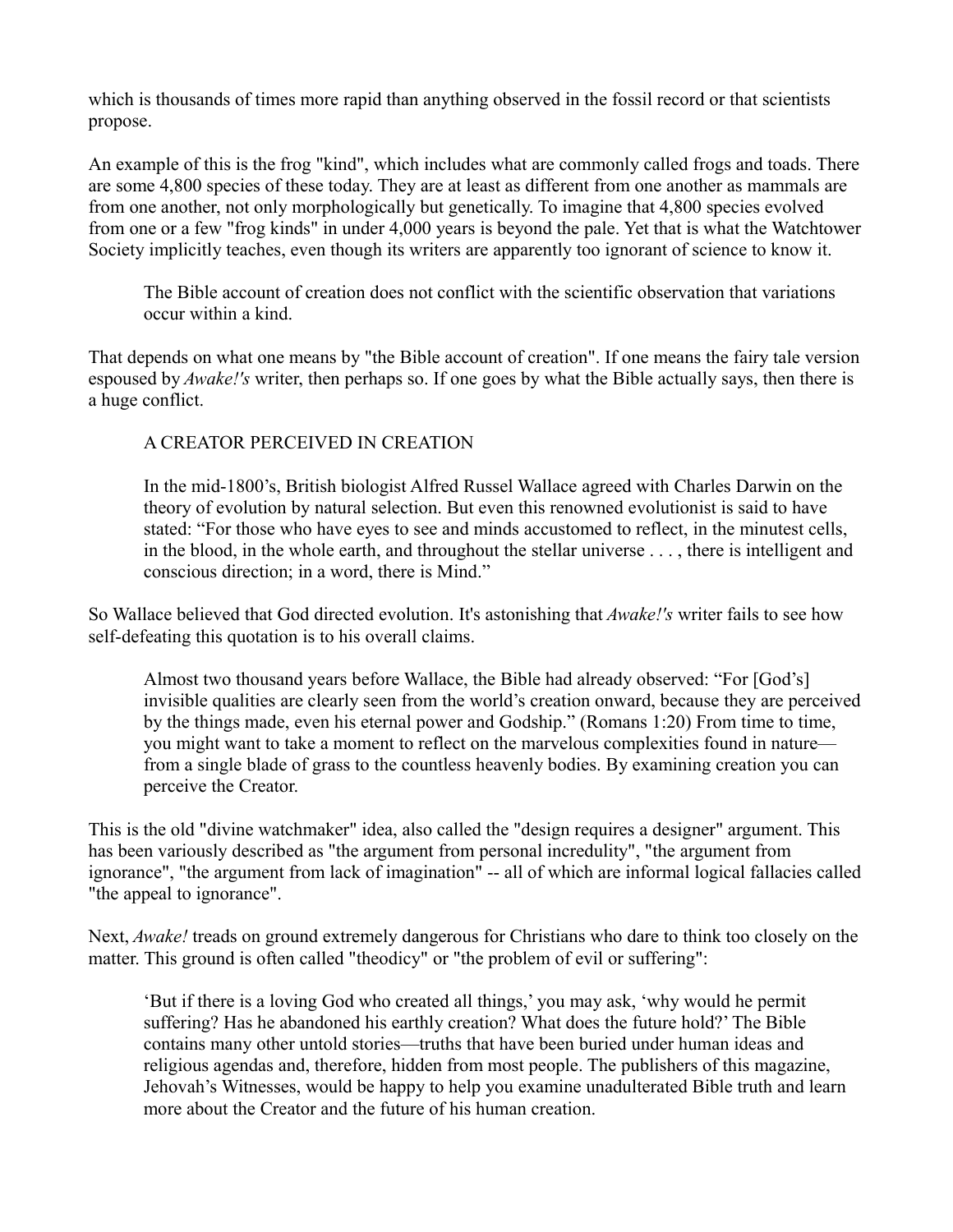which is thousands of times more rapid than anything observed in the fossil record or that scientists propose.

An example of this is the frog "kind", which includes what are commonly called frogs and toads. There are some 4,800 species of these today. They are at least as different from one another as mammals are from one another, not only morphologically but genetically. To imagine that 4,800 species evolved from one or a few "frog kinds" in under 4,000 years is beyond the pale. Yet that is what the Watchtower Society implicitly teaches, even though its writers are apparently too ignorant of science to know it.

> The Bible account of creation does not conflict with the scientific observation that variations occur within a kind.

That depends on what one means by "the Bible account of creation". If one means the fairy tale version espoused by *Awake!'s* writer, then perhaps so. If one goes by what the Bible actually says, then there is a huge conflict.

> A CREATOR PERCEIVED IN CREATION
>
> In the mid-1800's, British biologist Alfred Russel Wallace agreed with Charles Darwin on the theory of evolution by natural selection. But even this renowned evolutionist is said to have stated: "For those who have eyes to see and minds accustomed to reflect, in the minutest cells, in the blood, in the whole earth, and throughout the stellar universe . . . , there is intelligent and conscious direction; in a word, there is Mind."

So Wallace believed that God directed evolution. It's astonishing that *Awake!'s* writer fails to see how self-defeating this quotation is to his overall claims.

> Almost two thousand years before Wallace, the Bible had already observed: "For [God's] invisible qualities are clearly seen from the world's creation onward, because they are perceived by the things made, even his eternal power and Godship." (Romans 1:20) From time to time, you might want to take a moment to reflect on the marvelous complexities found in nature—from a single blade of grass to the countless heavenly bodies. By examining creation you can perceive the Creator.

This is the old "divine watchmaker" idea, also called the "design requires a designer" argument. This has been variously described as "the argument from personal incredulity", "the argument from ignorance", "the argument from lack of imagination" -- all of which are informal logical fallacies called "the appeal to ignorance".

Next, *Awake!* treads on ground extremely dangerous for Christians who dare to think too closely on the matter. This ground is often called "theodicy" or "the problem of evil or suffering":

> 'But if there is a loving God who created all things,' you may ask, 'why would he permit suffering? Has he abandoned his earthly creation? What does the future hold?' The Bible contains many other untold stories—truths that have been buried under human ideas and religious agendas and, therefore, hidden from most people. The publishers of this magazine, Jehovah's Witnesses, would be happy to help you examine unadulterated Bible truth and learn more about the Creator and the future of his human creation.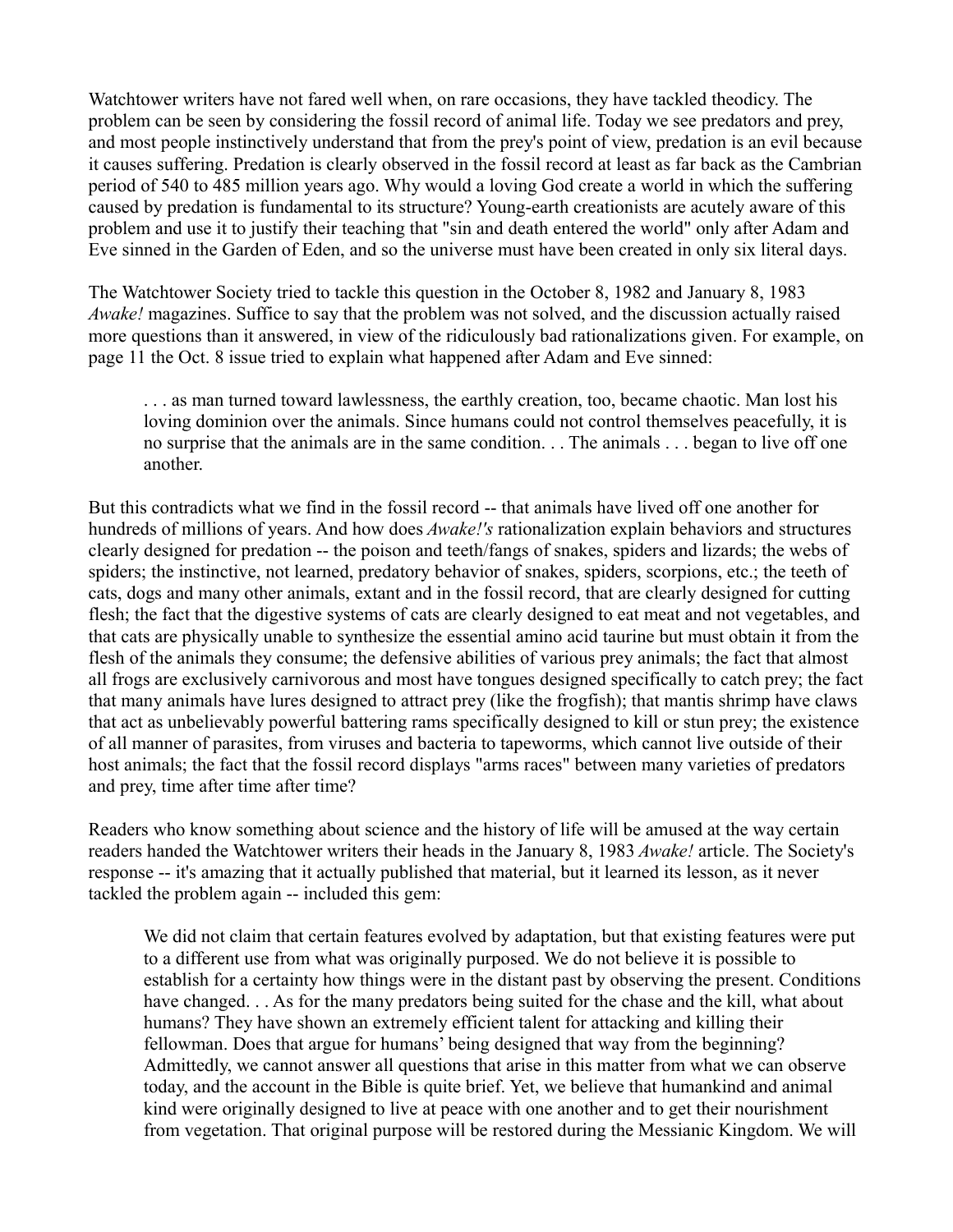Watchtower writers have not fared well when, on rare occasions, they have tackled theodicy. The problem can be seen by considering the fossil record of animal life. Today we see predators and prey, and most people instinctively understand that from the prey's point of view, predation is an evil because it causes suffering. Predation is clearly observed in the fossil record at least as far back as the Cambrian period of 540 to 485 million years ago. Why would a loving God create a world in which the suffering caused by predation is fundamental to its structure? Young-earth creationists are acutely aware of this problem and use it to justify their teaching that "sin and death entered the world" only after Adam and Eve sinned in the Garden of Eden, and so the universe must have been created in only six literal days.

The Watchtower Society tried to tackle this question in the October 8, 1982 and January 8, 1983 *Awake!* magazines. Suffice to say that the problem was not solved, and the discussion actually raised more questions than it answered, in view of the ridiculously bad rationalizations given. For example, on page 11 the Oct. 8 issue tried to explain what happened after Adam and Eve sinned:

> . . . as man turned toward lawlessness, the earthly creation, too, became chaotic. Man lost his loving dominion over the animals. Since humans could not control themselves peacefully, it is no surprise that the animals are in the same condition. . . The animals . . . began to live off one another.

But this contradicts what we find in the fossil record -- that animals have lived off one another for hundreds of millions of years. And how does *Awake!'s* rationalization explain behaviors and structures clearly designed for predation -- the poison and teeth/fangs of snakes, spiders and lizards; the webs of spiders; the instinctive, not learned, predatory behavior of snakes, spiders, scorpions, etc.; the teeth of cats, dogs and many other animals, extant and in the fossil record, that are clearly designed for cutting flesh; the fact that the digestive systems of cats are clearly designed to eat meat and not vegetables, and that cats are physically unable to synthesize the essential amino acid taurine but must obtain it from the flesh of the animals they consume; the defensive abilities of various prey animals; the fact that almost all frogs are exclusively carnivorous and most have tongues designed specifically to catch prey; the fact that many animals have lures designed to attract prey (like the frogfish); that mantis shrimp have claws that act as unbelievably powerful battering rams specifically designed to kill or stun prey; the existence of all manner of parasites, from viruses and bacteria to tapeworms, which cannot live outside of their host animals; the fact that the fossil record displays "arms races" between many varieties of predators and prey, time after time after time?

Readers who know something about science and the history of life will be amused at the way certain readers handed the Watchtower writers their heads in the January 8, 1983 *Awake!* article. The Society's response -- it's amazing that it actually published that material, but it learned its lesson, as it never tackled the problem again -- included this gem:

> We did not claim that certain features evolved by adaptation, but that existing features were put to a different use from what was originally purposed. We do not believe it is possible to establish for a certainty how things were in the distant past by observing the present. Conditions have changed. . . As for the many predators being suited for the chase and the kill, what about humans? They have shown an extremely efficient talent for attacking and killing their fellowman. Does that argue for humans' being designed that way from the beginning? Admittedly, we cannot answer all questions that arise in this matter from what we can observe today, and the account in the Bible is quite brief. Yet, we believe that humankind and animal kind were originally designed to live at peace with one another and to get their nourishment from vegetation. That original purpose will be restored during the Messianic Kingdom. We will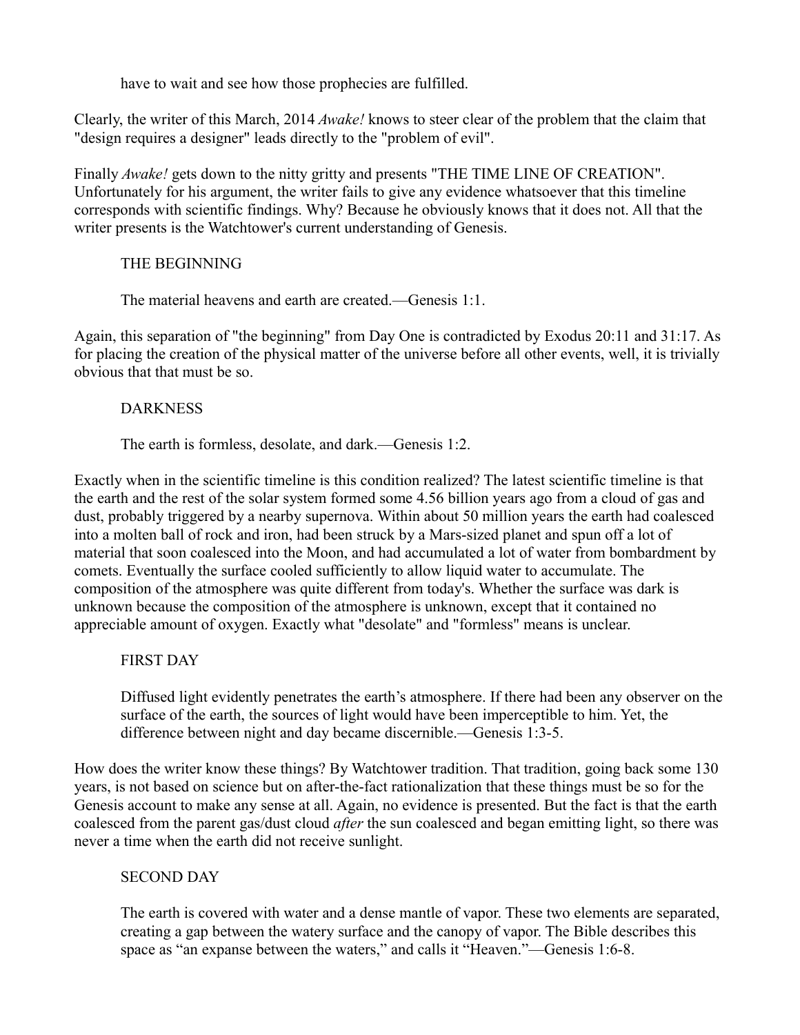> have to wait and see how those prophecies are fulfilled.

Clearly, the writer of this March, 2014 *Awake!* knows to steer clear of the problem that the claim that "design requires a designer" leads directly to the "problem of evil".

Finally *Awake!* gets down to the nitty gritty and presents "THE TIME LINE OF CREATION". Unfortunately for his argument, the writer fails to give any evidence whatsoever that this timeline corresponds with scientific findings. Why? Because he obviously knows that it does not. All that the writer presents is the Watchtower's current understanding of Genesis.

> THE BEGINNING
>
> The material heavens and earth are created.—Genesis 1:1.

Again, this separation of "the beginning" from Day One is contradicted by Exodus 20:11 and 31:17. As for placing the creation of the physical matter of the universe before all other events, well, it is trivially obvious that that must be so.

> DARKNESS
>
> The earth is formless, desolate, and dark.—Genesis 1:2.

Exactly when in the scientific timeline is this condition realized? The latest scientific timeline is that the earth and the rest of the solar system formed some 4.56 billion years ago from a cloud of gas and dust, probably triggered by a nearby supernova. Within about 50 million years the earth had coalesced into a molten ball of rock and iron, had been struck by a Mars-sized planet and spun off a lot of material that soon coalesced into the Moon, and had accumulated a lot of water from bombardment by comets. Eventually the surface cooled sufficiently to allow liquid water to accumulate. The composition of the atmosphere was quite different from today's. Whether the surface was dark is unknown because the composition of the atmosphere is unknown, except that it contained no appreciable amount of oxygen. Exactly what "desolate" and "formless" means is unclear.

> FIRST DAY
>
> Diffused light evidently penetrates the earth's atmosphere. If there had been any observer on the surface of the earth, the sources of light would have been imperceptible to him. Yet, the difference between night and day became discernible.—Genesis 1:3-5.

How does the writer know these things? By Watchtower tradition. That tradition, going back some 130 years, is not based on science but on after-the-fact rationalization that these things must be so for the Genesis account to make any sense at all. Again, no evidence is presented. But the fact is that the earth coalesced from the parent gas/dust cloud *after* the sun coalesced and began emitting light, so there was never a time when the earth did not receive sunlight.

> SECOND DAY
>
> The earth is covered with water and a dense mantle of vapor. These two elements are separated, creating a gap between the watery surface and the canopy of vapor. The Bible describes this space as "an expanse between the waters," and calls it "Heaven."—Genesis 1:6-8.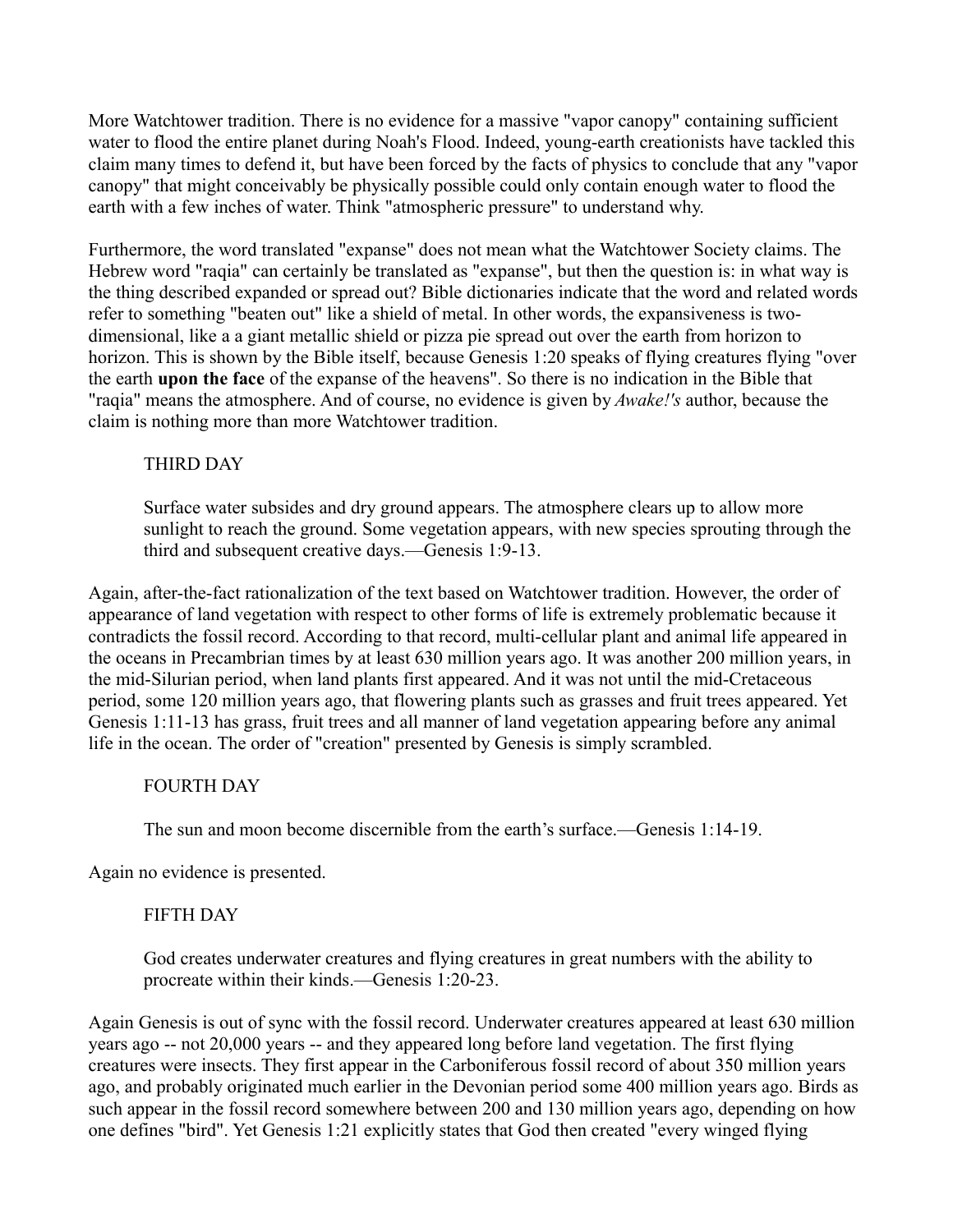More Watchtower tradition. There is no evidence for a massive "vapor canopy" containing sufficient water to flood the entire planet during Noah's Flood. Indeed, young-earth creationists have tackled this claim many times to defend it, but have been forced by the facts of physics to conclude that any "vapor canopy" that might conceivably be physically possible could only contain enough water to flood the earth with a few inches of water. Think "atmospheric pressure" to understand why.

Furthermore, the word translated "expanse" does not mean what the Watchtower Society claims. The Hebrew word "raqia" can certainly be translated as "expanse", but then the question is: in what way is the thing described expanded or spread out? Bible dictionaries indicate that the word and related words refer to something "beaten out" like a shield of metal. In other words, the expansiveness is two-dimensional, like a a giant metallic shield or pizza pie spread out over the earth from horizon to horizon. This is shown by the Bible itself, because Genesis 1:20 speaks of flying creatures flying "over the earth **upon the face** of the expanse of the heavens". So there is no indication in the Bible that "raqia" means the atmosphere. And of course, no evidence is given by *Awake!'s* author, because the claim is nothing more than more Watchtower tradition.

> THIRD DAY
>
> Surface water subsides and dry ground appears. The atmosphere clears up to allow more sunlight to reach the ground. Some vegetation appears, with new species sprouting through the third and subsequent creative days.—Genesis 1:9-13.

Again, after-the-fact rationalization of the text based on Watchtower tradition. However, the order of appearance of land vegetation with respect to other forms of life is extremely problematic because it contradicts the fossil record. According to that record, multi-cellular plant and animal life appeared in the oceans in Precambrian times by at least 630 million years ago. It was another 200 million years, in the mid-Silurian period, when land plants first appeared. And it was not until the mid-Cretaceous period, some 120 million years ago, that flowering plants such as grasses and fruit trees appeared. Yet Genesis 1:11-13 has grass, fruit trees and all manner of land vegetation appearing before any animal life in the ocean. The order of "creation" presented by Genesis is simply scrambled.

> FOURTH DAY
>
> The sun and moon become discernible from the earth's surface.—Genesis 1:14-19.

Again no evidence is presented.

> FIFTH DAY
>
> God creates underwater creatures and flying creatures in great numbers with the ability to procreate within their kinds.—Genesis 1:20-23.

Again Genesis is out of sync with the fossil record. Underwater creatures appeared at least 630 million years ago -- not 20,000 years -- and they appeared long before land vegetation. The first flying creatures were insects. They first appear in the Carboniferous fossil record of about 350 million years ago, and probably originated much earlier in the Devonian period some 400 million years ago. Birds as such appear in the fossil record somewhere between 200 and 130 million years ago, depending on how one defines "bird". Yet Genesis 1:21 explicitly states that God then created "every winged flying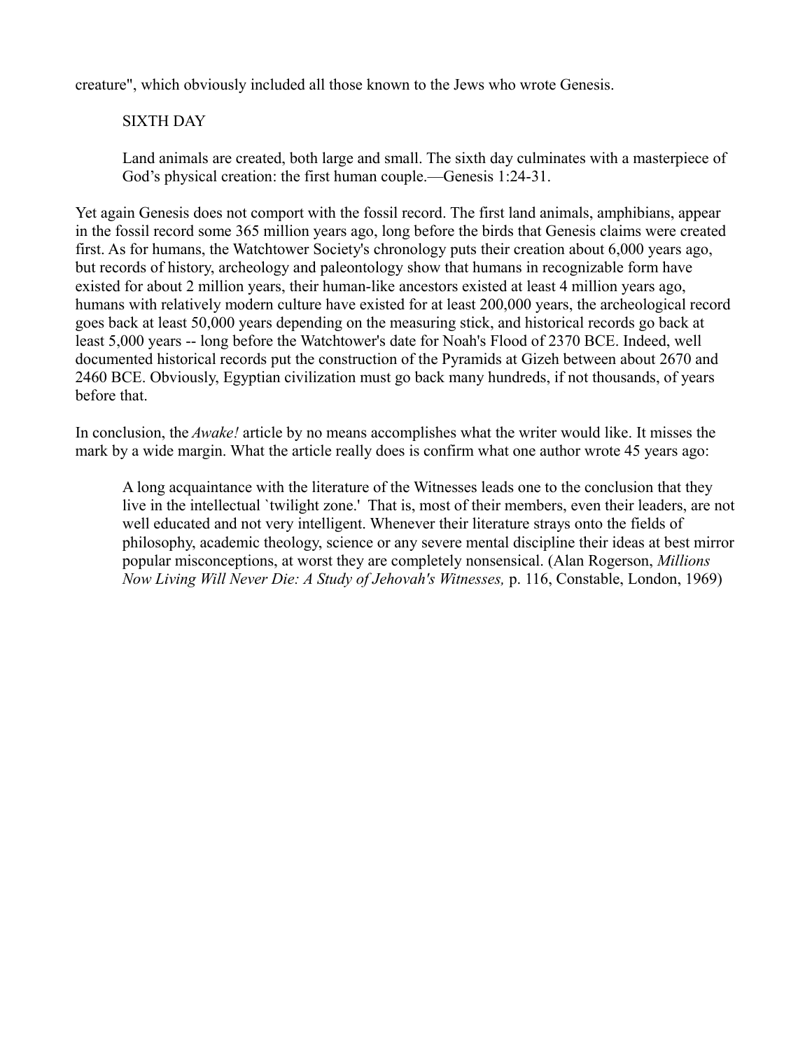creature", which obviously included all those known to the Jews who wrote Genesis.

> SIXTH DAY
>
> Land animals are created, both large and small. The sixth day culminates with a masterpiece of God's physical creation: the first human couple.—Genesis 1:24-31.

Yet again Genesis does not comport with the fossil record. The first land animals, amphibians, appear in the fossil record some 365 million years ago, long before the birds that Genesis claims were created first. As for humans, the Watchtower Society's chronology puts their creation about 6,000 years ago, but records of history, archeology and paleontology show that humans in recognizable form have existed for about 2 million years, their human-like ancestors existed at least 4 million years ago, humans with relatively modern culture have existed for at least 200,000 years, the archeological record goes back at least 50,000 years depending on the measuring stick, and historical records go back at least 5,000 years -- long before the Watchtower's date for Noah's Flood of 2370 BCE. Indeed, well documented historical records put the construction of the Pyramids at Gizeh between about 2670 and 2460 BCE. Obviously, Egyptian civilization must go back many hundreds, if not thousands, of years before that.

In conclusion, the *Awake!* article by no means accomplishes what the writer would like. It misses the mark by a wide margin. What the article really does is confirm what one author wrote 45 years ago:

> A long acquaintance with the literature of the Witnesses leads one to the conclusion that they live in the intellectual `twilight zone.' That is, most of their members, even their leaders, are not well educated and not very intelligent. Whenever their literature strays onto the fields of philosophy, academic theology, science or any severe mental discipline their ideas at best mirror popular misconceptions, at worst they are completely nonsensical. (Alan Rogerson, *Millions Now Living Will Never Die: A Study of Jehovah's Witnesses,* p. 116, Constable, London, 1969)